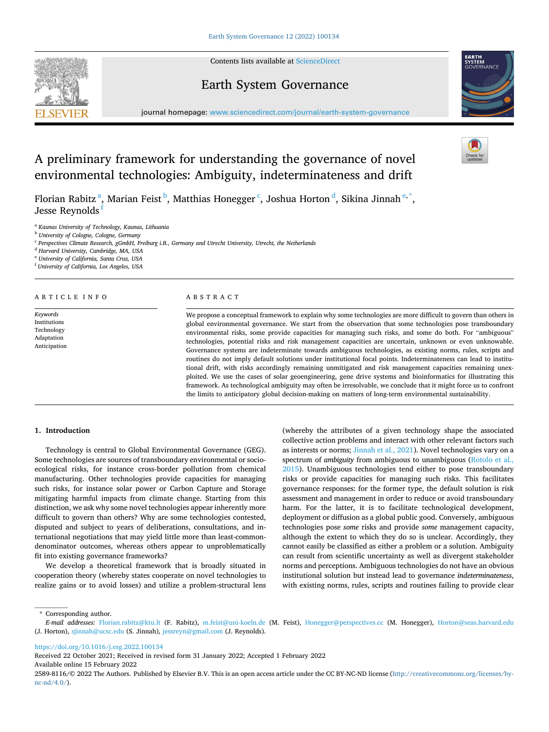# A preliminary framework for understanding the governance of novel environmental technologies: Ambiguity, indeterminateness and drift

Florian Rabitz[a], Marian Feist[b], Matthias Honegger[c], Joshua Horton[d], Sikina Jinnah[e,*], Jesse Reynolds[f]

[a] Kaunas University of Technology, Kaunas, Lithuania
[b] University of Cologne, Cologne, Germany
[c] Perspectives Climate Research, gGmbH, Freiburg i.B., Germany and Utrecht University, Utrecht, the Netherlands
[d] Harvard University, Cambridge, MA, USA
[e] University of California, Santa Cruz, USA
[f] University of California, Los Angeles, USA

## ARTICLE INFO

*Keywords*
Institutions
Technology
Adaptation
Anticipation

## ABSTRACT

We propose a conceptual framework to explain why some technologies are more difficult to govern than others in global environmental governance. We start from the observation that some technologies pose transboundary environmental risks, some provide capacities for managing such risks, and some do both. For "ambiguous" technologies, potential risks and risk management capacities are uncertain, unknown or even unknowable. Governance systems are indeterminate towards ambiguous technologies, as existing norms, rules, scripts and routines do not imply default solutions under institutional focal points. Indeterminateness can lead to institutional drift, with risks accordingly remaining unmitigated and risk management capacities remaining unexploited. We use the cases of solar geoengineering, gene drive systems and bioinformatics for illustrating this framework. As technological ambiguity may often be irresolvable, we conclude that it might force us to confront the limits to anticipatory global decision-making on matters of long-term environmental sustainability.

## 1. Introduction

Technology is central to Global Environmental Governance (GEG). Some technologies are sources of transboundary environmental or socio-ecological risks, for instance cross-border pollution from chemical manufacturing. Other technologies provide capacities for managing such risks, for instance solar power or Carbon Capture and Storage mitigating harmful impacts from climate change. Starting from this distinction, we ask why some novel technologies appear inherently more difficult to govern than others? Why are some technologies contested, disputed and subject to years of deliberations, consultations, and international negotiations that may yield little more than least-common-denominator outcomes, whereas others appear to unproblematically fit into existing governance frameworks?

We develop a theoretical framework that is broadly situated in cooperation theory (whereby states cooperate on novel technologies to realize gains or to avoid losses) and utilize a problem-structural lens (whereby the attributes of a given technology shape the associated collective action problems and interact with other relevant factors such as interests or norms; Jinnah et al., 2021). Novel technologies vary on a spectrum of *ambiguity* from ambiguous to unambiguous (Rotolo et al., 2015). Unambiguous technologies tend either to pose transboundary risks or provide capacities for managing such risks. This facilitates governance responses: for the former type, the default solution is risk assessment and management in order to reduce or avoid transboundary harm. For the latter, it is to facilitate technological development, deployment or diffusion as a global public good. Conversely, ambiguous technologies pose *some* risks and provide *some* management capacity, although the extent to which they do so is unclear. Accordingly, they cannot easily be classified as either a problem or a solution. Ambiguity can result from scientific uncertainty as well as divergent stakeholder norms and perceptions. Ambiguous technologies do not have an obvious institutional solution but instead lead to governance *indeterminateness*, with existing norms, rules, scripts and routines failing to provide clear

* Corresponding author.
*E-mail addresses:* Florian.rabitz@ktu.lt (F. Rabitz), m.feist@uni-koeln.de (M. Feist), Honegger@perspectives.cc (M. Honegger), Horton@seas.harvard.edu (J. Horton), sjinnah@ucsc.edu (S. Jinnah), jessreyn@gmail.com (J. Reynolds).

https://doi.org/10.1016/j.esg.2022.100134
Received 22 October 2021; Received in revised form 31 January 2022; Accepted 1 February 2022
Available online 15 February 2022
2589-8116/© 2022 The Authors. Published by Elsevier B.V. This is an open access article under the CC BY-NC-ND license (http://creativecommons.org/licenses/by-nc-nd/4.0/).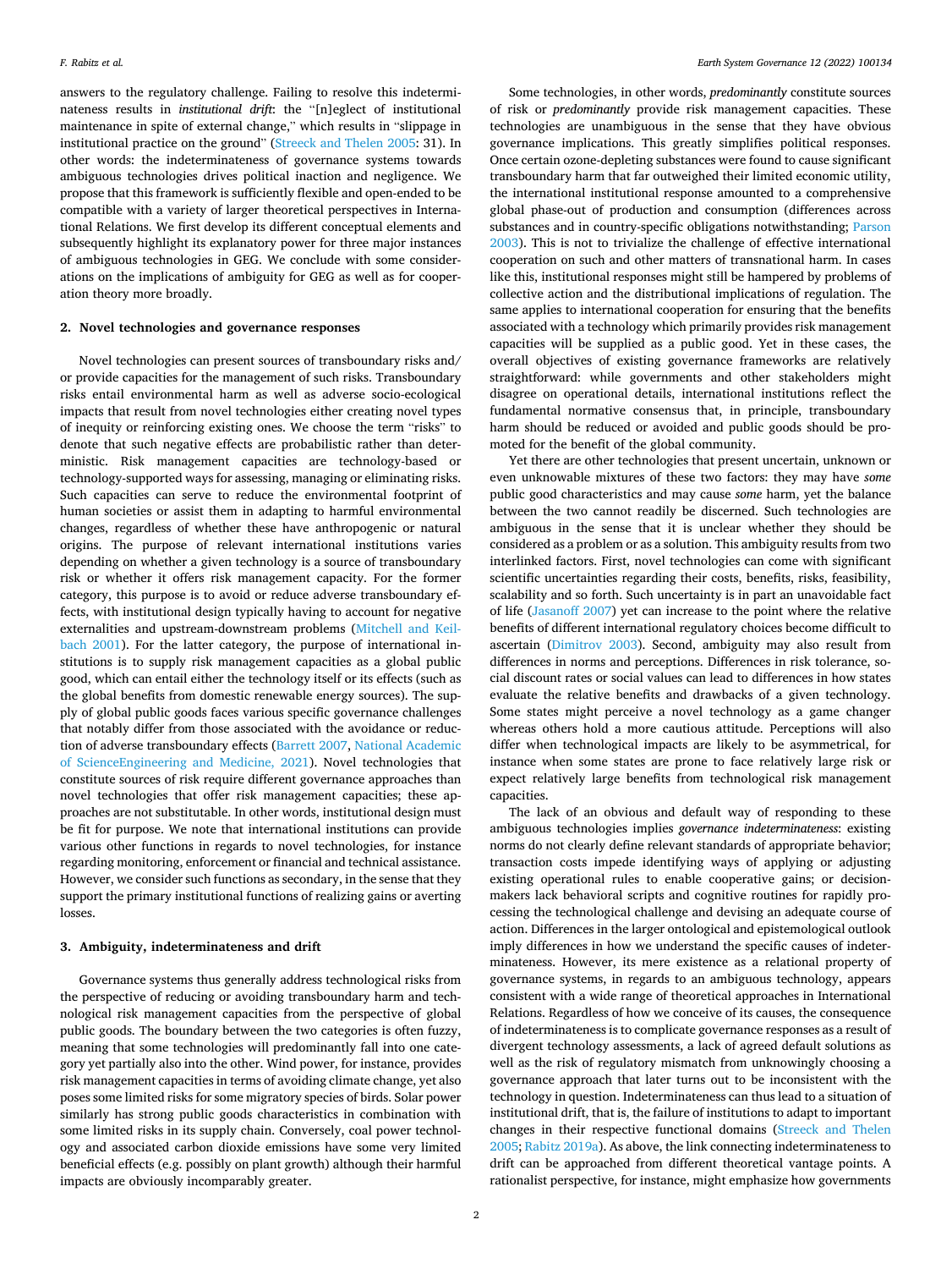answers to the regulatory challenge. Failing to resolve this indeterminateness results in *institutional drift*: the "[n]eglect of institutional maintenance in spite of external change," which results in "slippage in institutional practice on the ground" (Streeck and Thelen 2005: 31). In other words: the indeterminateness of governance systems towards ambiguous technologies drives political inaction and negligence. We propose that this framework is sufficiently flexible and open-ended to be compatible with a variety of larger theoretical perspectives in International Relations. We first develop its different conceptual elements and subsequently highlight its explanatory power for three major instances of ambiguous technologies in GEG. We conclude with some considerations on the implications of ambiguity for GEG as well as for cooperation theory more broadly.

## 2. Novel technologies and governance responses

Novel technologies can present sources of transboundary risks and/or provide capacities for the management of such risks. Transboundary risks entail environmental harm as well as adverse socio-ecological impacts that result from novel technologies either creating novel types of inequity or reinforcing existing ones. We choose the term "risks" to denote that such negative effects are probabilistic rather than deterministic. Risk management capacities are technology-based or technology-supported ways for assessing, managing or eliminating risks. Such capacities can serve to reduce the environmental footprint of human societies or assist them in adapting to harmful environmental changes, regardless of whether these have anthropogenic or natural origins. The purpose of relevant international institutions varies depending on whether a given technology is a source of transboundary risk or whether it offers risk management capacity. For the former category, this purpose is to avoid or reduce adverse transboundary effects, with institutional design typically having to account for negative externalities and upstream-downstream problems (Mitchell and Keilbach 2001). For the latter category, the purpose of international institutions is to supply risk management capacities as a global public good, which can entail either the technology itself or its effects (such as the global benefits from domestic renewable energy sources). The supply of global public goods faces various specific governance challenges that notably differ from those associated with the avoidance or reduction of adverse transboundary effects (Barrett 2007, National Academic of ScienceEngineering and Medicine, 2021). Novel technologies that constitute sources of risk require different governance approaches than novel technologies that offer risk management capacities; these approaches are not substitutable. In other words, institutional design must be fit for purpose. We note that international institutions can provide various other functions in regards to novel technologies, for instance regarding monitoring, enforcement or financial and technical assistance. However, we consider such functions as secondary, in the sense that they support the primary institutional functions of realizing gains or averting losses.

## 3. Ambiguity, indeterminateness and drift

Governance systems thus generally address technological risks from the perspective of reducing or avoiding transboundary harm and technological risk management capacities from the perspective of global public goods. The boundary between the two categories is often fuzzy, meaning that some technologies will predominantly fall into one category yet partially also into the other. Wind power, for instance, provides risk management capacities in terms of avoiding climate change, yet also poses some limited risks for some migratory species of birds. Solar power similarly has strong public goods characteristics in combination with some limited risks in its supply chain. Conversely, coal power technology and associated carbon dioxide emissions have some very limited beneficial effects (e.g. possibly on plant growth) although their harmful impacts are obviously incomparably greater.

Some technologies, in other words, *predominantly* constitute sources of risk or *predominantly* provide risk management capacities. These technologies are unambiguous in the sense that they have obvious governance implications. This greatly simplifies political responses. Once certain ozone-depleting substances were found to cause significant transboundary harm that far outweighed their limited economic utility, the international institutional response amounted to a comprehensive global phase-out of production and consumption (differences across substances and in country-specific obligations notwithstanding; Parson 2003). This is not to trivialize the challenge of effective international cooperation on such and other matters of transnational harm. In cases like this, institutional responses might still be hampered by problems of collective action and the distributional implications of regulation. The same applies to international cooperation for ensuring that the benefits associated with a technology which primarily provides risk management capacities will be supplied as a public good. Yet in these cases, the overall objectives of existing governance frameworks are relatively straightforward: while governments and other stakeholders might disagree on operational details, international institutions reflect the fundamental normative consensus that, in principle, transboundary harm should be reduced or avoided and public goods should be promoted for the benefit of the global community.

Yet there are other technologies that present uncertain, unknown or even unknowable mixtures of these two factors: they may have *some* public good characteristics and may cause *some* harm, yet the balance between the two cannot readily be discerned. Such technologies are ambiguous in the sense that it is unclear whether they should be considered as a problem or as a solution. This ambiguity results from two interlinked factors. First, novel technologies can come with significant scientific uncertainties regarding their costs, benefits, risks, feasibility, scalability and so forth. Such uncertainty is in part an unavoidable fact of life (Jasanoff 2007) yet can increase to the point where the relative benefits of different international regulatory choices become difficult to ascertain (Dimitrov 2003). Second, ambiguity may also result from differences in norms and perceptions. Differences in risk tolerance, social discount rates or social values can lead to differences in how states evaluate the relative benefits and drawbacks of a given technology. Some states might perceive a novel technology as a game changer whereas others hold a more cautious attitude. Perceptions will also differ when technological impacts are likely to be asymmetrical, for instance when some states are prone to face relatively large risk or expect relatively large benefits from technological risk management capacities.

The lack of an obvious and default way of responding to these ambiguous technologies implies *governance indeterminateness*: existing norms do not clearly define relevant standards of appropriate behavior; transaction costs impede identifying ways of applying or adjusting existing operational rules to enable cooperative gains; or decision-makers lack behavioral scripts and cognitive routines for rapidly processing the technological challenge and devising an adequate course of action. Differences in the larger ontological and epistemological outlook imply differences in how we understand the specific causes of indeterminateness. However, its mere existence as a relational property of governance systems, in regards to an ambiguous technology, appears consistent with a wide range of theoretical approaches in International Relations. Regardless of how we conceive of its causes, the consequence of indeterminateness is to complicate governance responses as a result of divergent technology assessments, a lack of agreed default solutions as well as the risk of regulatory mismatch from unknowingly choosing a governance approach that later turns out to be inconsistent with the technology in question. Indeterminateness can thus lead to a situation of institutional drift, that is, the failure of institutions to adapt to important changes in their respective functional domains (Streeck and Thelen 2005; Rabitz 2019a). As above, the link connecting indeterminateness to drift can be approached from different theoretical vantage points. A rationalist perspective, for instance, might emphasize how governments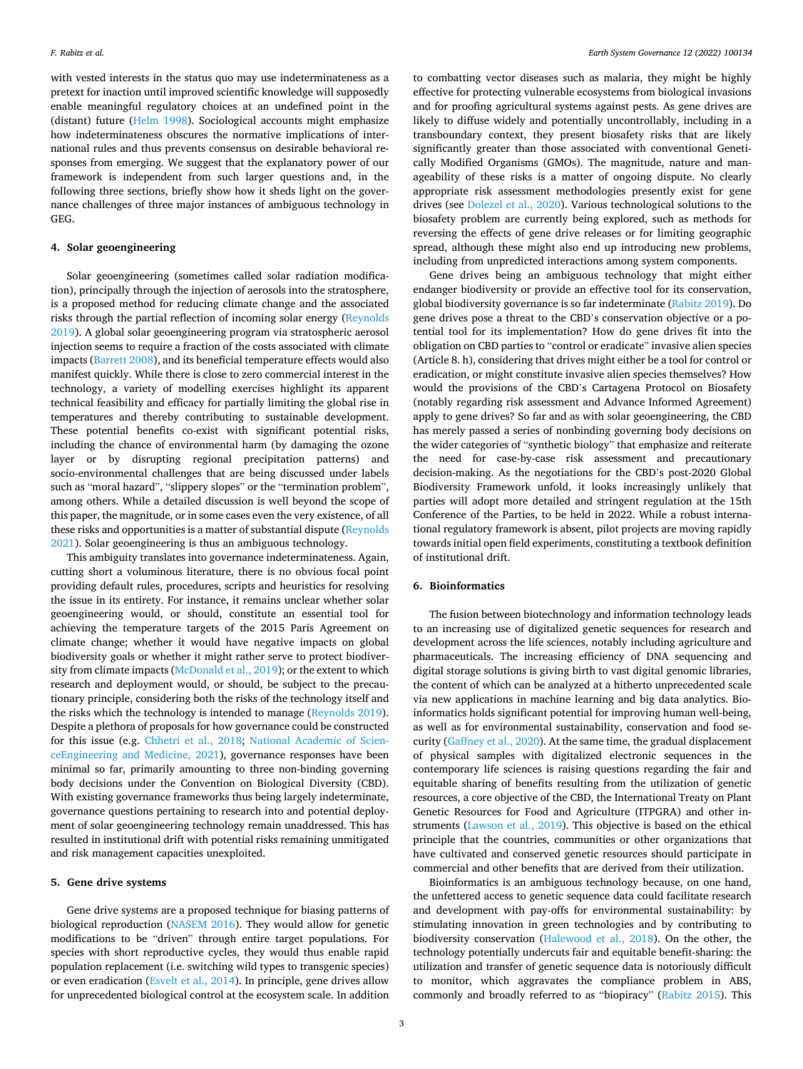with vested interests in the status quo may use indeterminateness as a pretext for inaction until improved scientific knowledge will supposedly enable meaningful regulatory choices at an undefined point in the (distant) future (Helm 1998). Sociological accounts might emphasize how indeterminateness obscures the normative implications of international rules and thus prevents consensus on desirable behavioral responses from emerging. We suggest that the explanatory power of our framework is independent from such larger questions and, in the following three sections, briefly show how it sheds light on the governance challenges of three major instances of ambiguous technology in GEG.

## 4. Solar geoengineering

Solar geoengineering (sometimes called solar radiation modification), principally through the injection of aerosols into the stratosphere, is a proposed method for reducing climate change and the associated risks through the partial reflection of incoming solar energy (Reynolds 2019). A global solar geoengineering program via stratospheric aerosol injection seems to require a fraction of the costs associated with climate impacts (Barrett 2008), and its beneficial temperature effects would also manifest quickly. While there is close to zero commercial interest in the technology, a variety of modelling exercises highlight its apparent technical feasibility and efficacy for partially limiting the global rise in temperatures and thereby contributing to sustainable development. These potential benefits co-exist with significant potential risks, including the chance of environmental harm (by damaging the ozone layer or by disrupting regional precipitation patterns) and socio-environmental challenges that are being discussed under labels such as "moral hazard", "slippery slopes" or the "termination problem", among others. While a detailed discussion is well beyond the scope of this paper, the magnitude, or in some cases even the very existence, of all these risks and opportunities is a matter of substantial dispute (Reynolds 2021). Solar geoengineering is thus an ambiguous technology.

This ambiguity translates into governance indeterminateness. Again, cutting short a voluminous literature, there is no obvious focal point providing default rules, procedures, scripts and heuristics for resolving the issue in its entirety. For instance, it remains unclear whether solar geoengineering would, or should, constitute an essential tool for achieving the temperature targets of the 2015 Paris Agreement on climate change; whether it would have negative impacts on global biodiversity goals or whether it might rather serve to protect biodiversity from climate impacts (McDonald et al., 2019); or the extent to which research and deployment would, or should, be subject to the precautionary principle, considering both the risks of the technology itself and the risks which the technology is intended to manage (Reynolds 2019). Despite a plethora of proposals for how governance could be constructed for this issue (e.g. Chhetri et al., 2018; National Academic of ScienceEngineering and Medicine, 2021), governance responses have been minimal so far, primarily amounting to three non-binding governing body decisions under the Convention on Biological Diversity (CBD). With existing governance frameworks thus being largely indeterminate, governance questions pertaining to research into and potential deployment of solar geoengineering technology remain unaddressed. This has resulted in institutional drift with potential risks remaining unmitigated and risk management capacities unexploited.

## 5. Gene drive systems

Gene drive systems are a proposed technique for biasing patterns of biological reproduction (NASEM 2016). They would allow for genetic modifications to be "driven" through entire target populations. For species with short reproductive cycles, they would thus enable rapid population replacement (i.e. switching wild types to transgenic species) or even eradication (Esvelt et al., 2014). In principle, gene drives allow for unprecedented biological control at the ecosystem scale. In addition to combatting vector diseases such as malaria, they might be highly effective for protecting vulnerable ecosystems from biological invasions and for proofing agricultural systems against pests. As gene drives are likely to diffuse widely and potentially uncontrollably, including in a transboundary context, they present biosafety risks that are likely significantly greater than those associated with conventional Genetically Modified Organisms (GMOs). The magnitude, nature and manageability of these risks is a matter of ongoing dispute. No clearly appropriate risk assessment methodologies presently exist for gene drives (see Dolezel et al., 2020). Various technological solutions to the biosafety problem are currently being explored, such as methods for reversing the effects of gene drive releases or for limiting geographic spread, although these might also end up introducing new problems, including from unpredicted interactions among system components.

Gene drives being an ambiguous technology that might either endanger biodiversity or provide an effective tool for its conservation, global biodiversity governance is so far indeterminate (Rabitz 2019). Do gene drives pose a threat to the CBD's conservation objective or a potential tool for its implementation? How do gene drives fit into the obligation on CBD parties to "control or eradicate" invasive alien species (Article 8. h), considering that drives might either be a tool for control or eradication, or might constitute invasive alien species themselves? How would the provisions of the CBD's Cartagena Protocol on Biosafety (notably regarding risk assessment and Advance Informed Agreement) apply to gene drives? So far and as with solar geoengineering, the CBD has merely passed a series of nonbinding governing body decisions on the wider categories of "synthetic biology" that emphasize and reiterate the need for case-by-case risk assessment and precautionary decision-making. As the negotiations for the CBD's post-2020 Global Biodiversity Framework unfold, it looks increasingly unlikely that parties will adopt more detailed and stringent regulation at the 15th Conference of the Parties, to be held in 2022. While a robust international regulatory framework is absent, pilot projects are moving rapidly towards initial open field experiments, constituting a textbook definition of institutional drift.

## 6. Bioinformatics

The fusion between biotechnology and information technology leads to an increasing use of digitalized genetic sequences for research and development across the life sciences, notably including agriculture and pharmaceuticals. The increasing efficiency of DNA sequencing and digital storage solutions is giving birth to vast digital genomic libraries, the content of which can be analyzed at a hitherto unprecedented scale via new applications in machine learning and big data analytics. Bioinformatics holds significant potential for improving human well-being, as well as for environmental sustainability, conservation and food security (Gaffney et al., 2020). At the same time, the gradual displacement of physical samples with digitalized electronic sequences in the contemporary life sciences is raising questions regarding the fair and equitable sharing of benefits resulting from the utilization of genetic resources, a core objective of the CBD, the International Treaty on Plant Genetic Resources for Food and Agriculture (ITPGRA) and other instruments (Lawson et al., 2019). This objective is based on the ethical principle that the countries, communities or other organizations that have cultivated and conserved genetic resources should participate in commercial and other benefits that are derived from their utilization.

Bioinformatics is an ambiguous technology because, on one hand, the unfettered access to genetic sequence data could facilitate research and development with pay-offs for environmental sustainability: by stimulating innovation in green technologies and by contributing to biodiversity conservation (Halewood et al., 2018). On the other, the technology potentially undercuts fair and equitable benefit-sharing: the utilization and transfer of genetic sequence data is notoriously difficult to monitor, which aggravates the compliance problem in ABS, commonly and broadly referred to as "biopiracy" (Rabitz 2015). This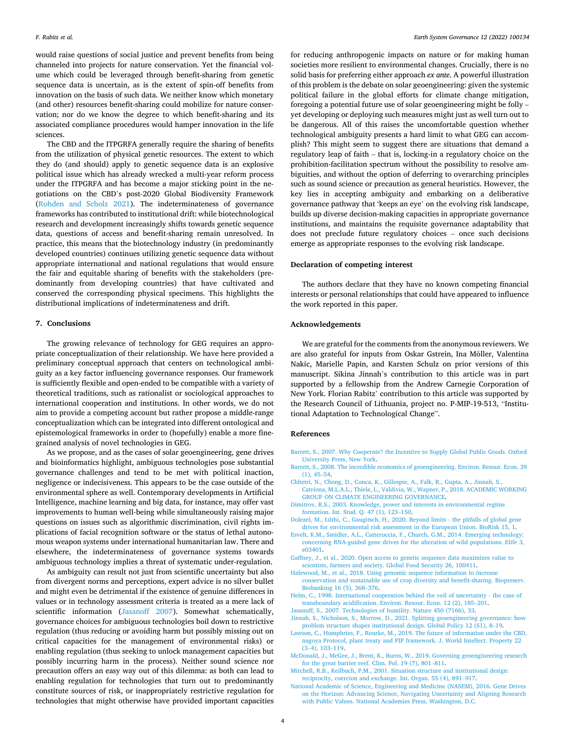would raise questions of social justice and prevent benefits from being channeled into projects for nature conservation. Yet the financial volume which could be leveraged through benefit-sharing from genetic sequence data is uncertain, as is the extent of spin-off benefits from innovation on the basis of such data. We neither know which monetary (and other) resources benefit-sharing could mobilize for nature conservation; nor do we know the degree to which benefit-sharing and its associated compliance procedures would hamper innovation in the life sciences.

The CBD and the ITPGRFA generally require the sharing of benefits from the utilization of physical genetic resources. The extent to which they do (and should) apply to genetic sequence data is an explosive political issue which has already wrecked a multi-year reform process under the ITPGRFA and has become a major sticking point in the negotiations on the CBD's post-2020 Global Biodiversity Framework (Rohden and Scholz 2021). The indeterminateness of governance frameworks has contributed to institutional drift: while biotechnological research and development increasingly shifts towards genetic sequence data, questions of access and benefit-sharing remain unresolved. In practice, this means that the biotechnology industry (in predominantly developed countries) continues utilizing genetic sequence data without appropriate international and national regulations that would ensure the fair and equitable sharing of benefits with the stakeholders (predominantly from developing countries) that have cultivated and conserved the corresponding physical specimens. This highlights the distributional implications of indeterminateness and drift.

## 7. Conclusions

The growing relevance of technology for GEG requires an appropriate conceptualization of their relationship. We have here provided a preliminary conceptual approach that centers on technological ambiguity as a key factor influencing governance responses. Our framework is sufficiently flexible and open-ended to be compatible with a variety of theoretical traditions, such as rationalist or sociological approaches to international cooperation and institutions. In other words, we do not aim to provide a competing account but rather propose a middle-range conceptualization which can be integrated into different ontological and epistemological frameworks in order to (hopefully) enable a more fine-grained analysis of novel technologies in GEG.

As we propose, and as the cases of solar geoengineering, gene drives and bioinformatics highlight, ambiguous technologies pose substantial governance challenges and tend to be met with political inaction, negligence or indecisiveness. This appears to be the case outside of the environmental sphere as well. Contemporary developments in Artificial Intelligence, machine learning and big data, for instance, may offer vast improvements to human well-being while simultaneously raising major questions on issues such as algorithmic discrimination, civil rights implications of facial recognition software or the status of lethal autonomous weapon systems under international humanitarian law. There and elsewhere, the indeterminateness of governance systems towards ambiguous technology implies a threat of systematic under-regulation.

As ambiguity can result not just from scientific uncertainty but also from divergent norms and perceptions, expert advice is no silver bullet and might even be detrimental if the existence of genuine differences in values or in technology assessment criteria is treated as a mere lack of scientific information (Jasanoff 2007). Somewhat schematically, governance choices for ambiguous technologies boil down to restrictive regulation (thus reducing or avoiding harm but possibly missing out on critical capacities for the management of environmental risks) or enabling regulation (thus seeking to unlock management capacities but possibly incurring harm in the process). Neither sound science nor precaution offers an easy way out of this dilemma: as both can lead to enabling regulation for technologies that turn out to predominantly constitute sources of risk, or inappropriately restrictive regulation for technologies that might otherwise have provided important capacities for reducing anthropogenic impacts on nature or for making human societies more resilient to environmental changes. Crucially, there is no solid basis for preferring either approach *ex ante*. A powerful illustration of this problem is the debate on solar geoengineering: given the systemic political failure in the global efforts for climate change mitigation, foregoing a potential future use of solar geoengineering might be folly – yet developing or deploying such measures might just as well turn out to be dangerous. All of this raises the uncomfortable question whether technological ambiguity presents a hard limit to what GEG can accomplish? This might seem to suggest there are situations that demand a regulatory leap of faith – that is, locking-in a regulatory choice on the prohibition-facilitation spectrum without the possibility to resolve ambiguities, and without the option of deferring to overarching principles such as sound science or precaution as general heuristics. However, the key lies in accepting ambiguity and embarking on a deliberative governance pathway that 'keeps an eye' on the evolving risk landscape, builds up diverse decision-making capacities in appropriate governance institutions, and maintains the requisite governance adaptability that does not preclude future regulatory choices – once such decisions emerge as appropriate responses to the evolving risk landscape.

## Declaration of competing interest

The authors declare that they have no known competing financial interests or personal relationships that could have appeared to influence the work reported in this paper.

## Acknowledgements

We are grateful for the comments from the anonymous reviewers. We are also grateful for inputs from Oskar Gstrein, Ina Möller, Valentina Nakic, Marielle Papin, and Karsten Schulz on prior versions of this manuscript. Sikina Jinnah's contribution to this article was in part supported by a fellowship from the Andrew Carnegie Corporation of New York. Florian Rabitz' contribution to this article was supported by the Research Council of Lithuania, project no. P-MIP-19-513, "Institutional Adaptation to Technological Change".

## References

Barrett, S., 2007. Why Cooperate? the Incentive to Supply Global Public Goods. Oxford University Press, New York.

Barrett, S., 2008. The incredible economics of geoengineering. Environ. Resour. Econ. 39 (1), 45–54.

Chhetri, N., Chong, D., Conca, K., Gillespie, A., Falk, R., Gupta, A., Jinnah, S., Catriona, M.L.A.L., Thiele, L., Valdivia, W., Wapner, P., 2018. ACADEMIC WORKING GROUP ON CLIMATE ENGINEERING GOVERNANCE.

Dimitrov, R.S., 2003. Knowledge, power and interests in environmental regime formation. Int. Stud. Q. 47 (1), 123–150.

Dolezel, M., Lüthi, C., Gaugitsch, H., 2020. Beyond limits - the pitfalls of global gene drives for environmental risk assessment in the European Union. BioRisk 15, 1.

Esvelt, K.M., Smidler, A.L., Catteruccia, F., Church, G.M., 2014. Emerging technology: concerning RNA-guided gene drives for the alteration of wild populations. Elife 3, e03401.

Gaffney, J., et al., 2020. Open access to genetic sequence data maximizes value to scientists, farmers and society. Global Food Security 26, 100411.

Halewood, M., et al., 2018. Using genomic sequence information to increase conservation and sustainable use of crop diversity and benefit-sharing. Biopreserv. Biobanking 16 (5), 368–376.

Helm, C., 1998. International cooperation behind the veil of uncertainty - the case of transboundary acidification. Environ. Resour. Econ. 12 (2), 185–201.

Jasanoff, S., 2007. Technologies of humility. Nature 450 (7166), 33.

Jinnah, S., Nicholson, S., Morrow, D., 2021. Splitting geoengineering governance: how problem structure shapes institutional design. Global Policy 12 (S1), 8–19.

Lawson, C., Humphries, F., Rourke, M., 2019. The future of information under the CBD, nagoya Protocol, plant treaty and PIP framework. J. World Intellect. Property 22 (3–4), 103–119.

McDonald, J., McGee, J., Brent, K., Burns, W., 2019. Governing geoengineering research for the great barrier reef. Clim. Pol. 19 (7), 801–811.

Mitchell, R.B., Keilbach, P.M., 2001. Situation structure and institutional design: reciprocity, coercion and exchange. Int. Organ. 55 (4), 891–917.

National Academic of Science, Engineering and Medicine (NASEM), 2016. Gene Drives on the Horizon: Advancing Science, Navigating Uncertainty and Aligning Research with Public Values. National Academies Press, Washington, D.C.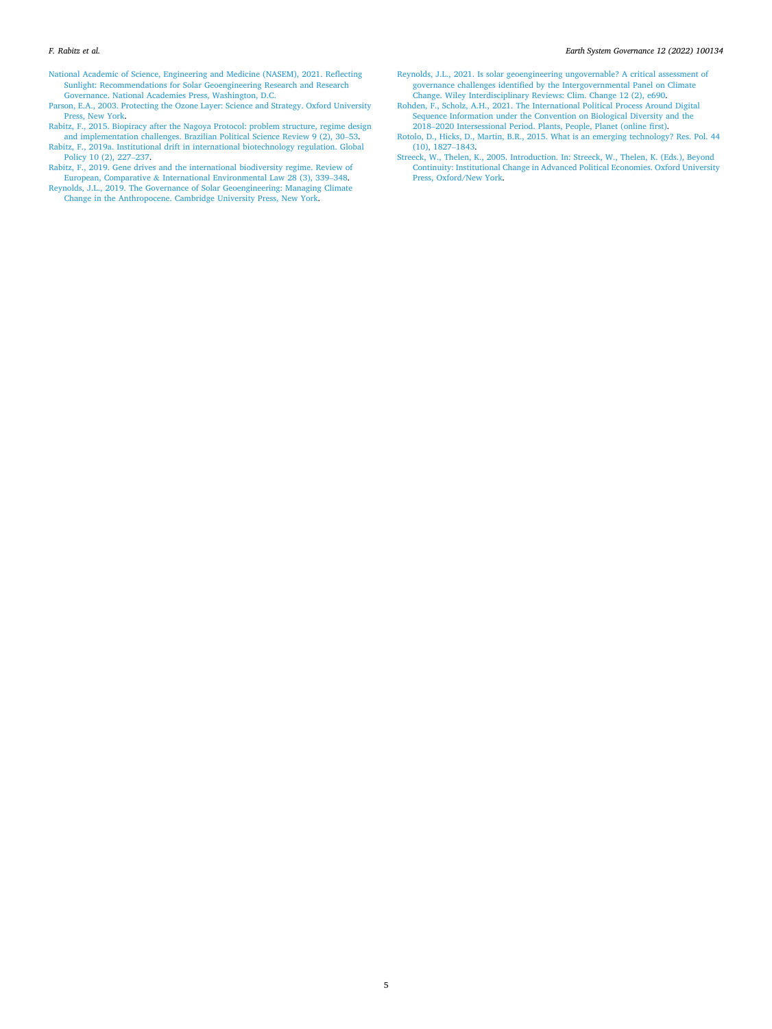National Academic of Science, Engineering and Medicine (NASEM), 2021. Reflecting Sunlight: Recommendations for Solar Geoengineering Research and Research Governance. National Academies Press, Washington, D.C.

Parson, E.A., 2003. Protecting the Ozone Layer: Science and Strategy. Oxford University Press, New York.

Rabitz, F., 2015. Biopiracy after the Nagoya Protocol: problem structure, regime design and implementation challenges. Brazilian Political Science Review 9 (2), 30–53.

Rabitz, F., 2019a. Institutional drift in international biotechnology regulation. Global Policy 10 (2), 227–237.

Rabitz, F., 2019. Gene drives and the international biodiversity regime. Review of European, Comparative & International Environmental Law 28 (3), 339–348.

Reynolds, J.L., 2019. The Governance of Solar Geoengineering: Managing Climate Change in the Anthropocene. Cambridge University Press, New York.

Reynolds, J.L., 2021. Is solar geoengineering ungovernable? A critical assessment of governance challenges identified by the Intergovernmental Panel on Climate Change. Wiley Interdisciplinary Reviews: Clim. Change 12 (2), e690.

Rohden, F., Scholz, A.H., 2021. The International Political Process Around Digital Sequence Information under the Convention on Biological Diversity and the 2018–2020 Intersessional Period. Plants, People, Planet (online first).

Rotolo, D., Hicks, D., Martin, B.R., 2015. What is an emerging technology? Res. Pol. 44 (10), 1827–1843.

Streeck, W., Thelen, K., 2005. Introduction. In: Streeck, W., Thelen, K. (Eds.), Beyond Continuity: Institutional Change in Advanced Political Economies. Oxford University Press, Oxford/New York.